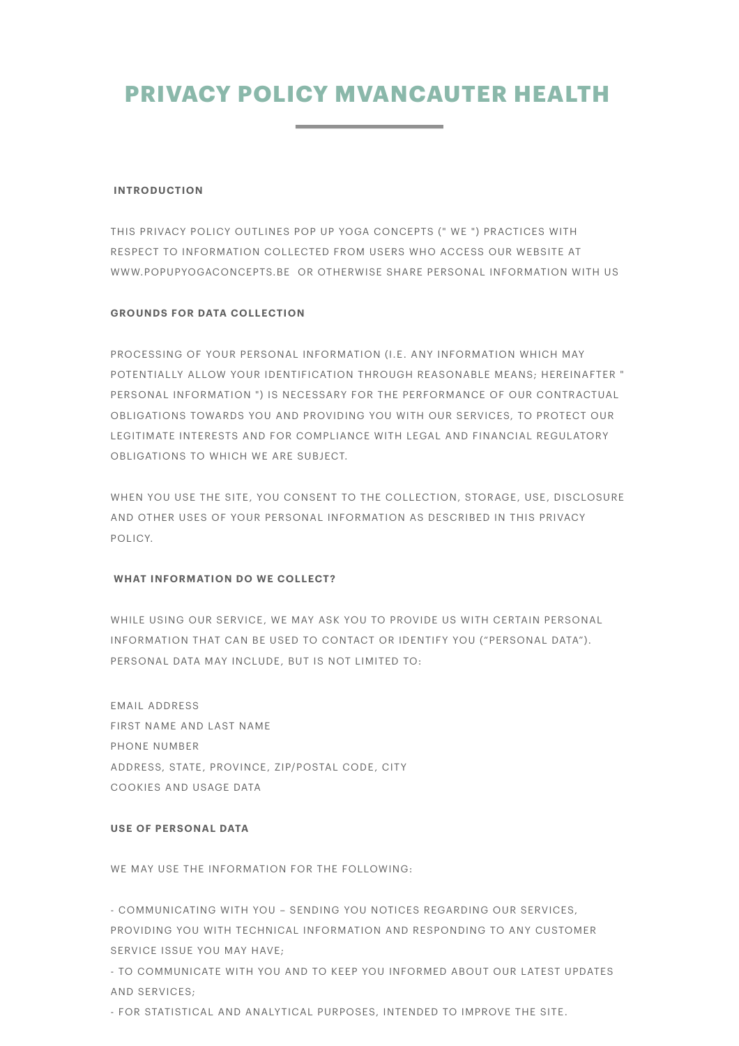# PRIVACY POLICY MVANCAUTER HEALTH

## INTRODUCTION

THIS PRIVACY POLICY OUTLINES POP UP YOGA CONCEPTS (" WE ") PRACTICES WITH RESPECT TO INFORMATION COLLECTED FROM USERS WHO ACCESS OUR WEBSITE AT WWW.POPUPYOGACONCEPTS.BE OR OTHERWISE SHARE PERSONAL INFORMATION WITH US

## GROUNDS FOR DATA COLLECTION

PROCESSING OF YOUR PERSONAL INFORMATION (I.E. ANY INFORMATION WHICH MAY POTENTIALLY ALLOW YOUR IDENTIFICATION THROUGH REASONABLE MEANS; HEREINAFTER " PERSONAL INFORMATION ") IS NECESSARY FOR THE PERFORMANCE OF OUR CONTRACTUAL OBLIGATIONS TOWARDS YOU AND PROVIDING YOU WITH OUR SERVICES, TO PROTECT OUR LEGITIMATE INTERESTS AND FOR COMPLIANCE WITH LEGAL AND FINANCIAL REGULATORY OBLIGATIONS TO WHICH WE ARE SUBJECT.

WHEN YOU USE THE SITE, YOU CONSENT TO THE COLLECTION, STORAGE, USE, DISCLOSURE AND OTHER USES OF YOUR PERSONAL INFORMATION AS DESCRIBED IN THIS PRIVACY POLICY.

## WHAT INFORMATION DO WE COLLECT?

WHILE USING OUR SERVICE, WE MAY ASK YOU TO PROVIDE US WITH CERTAIN PERSONAL INFORMATION THAT CAN BE USED TO CONTACT OR IDENTIFY YOU (“PERSONAL DATA”). PERSONAL DATA MAY INCLUDE, BUT IS NOT LIMITED TO:

EMAIL ADDRESS
FIRST NAME AND LAST NAME
PHONE NUMBER
ADDRESS, STATE, PROVINCE, ZIP/POSTAL CODE, CITY
COOKIES AND USAGE DATA

## USE OF PERSONAL DATA

WE MAY USE THE INFORMATION FOR THE FOLLOWING:

- COMMUNICATING WITH YOU – SENDING YOU NOTICES REGARDING OUR SERVICES, PROVIDING YOU WITH TECHNICAL INFORMATION AND RESPONDING TO ANY CUSTOMER SERVICE ISSUE YOU MAY HAVE;
- TO COMMUNICATE WITH YOU AND TO KEEP YOU INFORMED ABOUT OUR LATEST UPDATES AND SERVICES;
- FOR STATISTICAL AND ANALYTICAL PURPOSES, INTENDED TO IMPROVE THE SITE.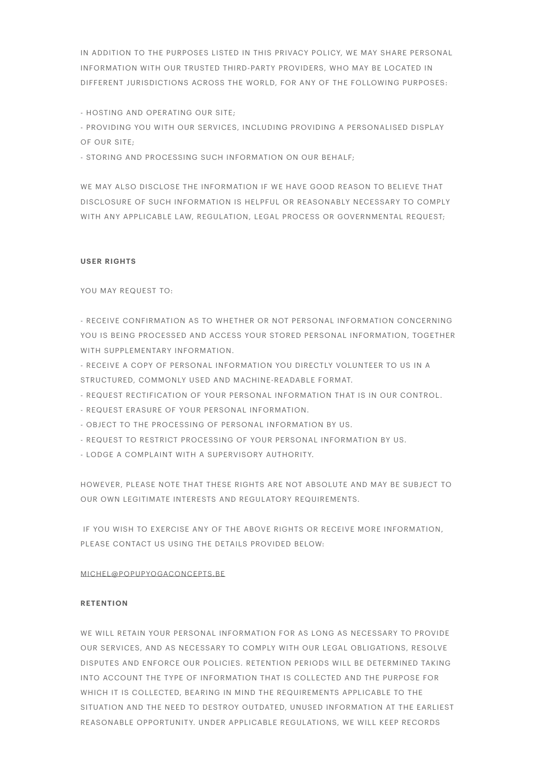IN ADDITION TO THE PURPOSES LISTED IN THIS PRIVACY POLICY, WE MAY SHARE PERSONAL INFORMATION WITH OUR TRUSTED THIRD-PARTY PROVIDERS, WHO MAY BE LOCATED IN DIFFERENT JURISDICTIONS ACROSS THE WORLD, FOR ANY OF THE FOLLOWING PURPOSES:

- HOSTING AND OPERATING OUR SITE;
- PROVIDING YOU WITH OUR SERVICES, INCLUDING PROVIDING A PERSONALISED DISPLAY OF OUR SITE;
- STORING AND PROCESSING SUCH INFORMATION ON OUR BEHALF;

WE MAY ALSO DISCLOSE THE INFORMATION IF WE HAVE GOOD REASON TO BELIEVE THAT DISCLOSURE OF SUCH INFORMATION IS HELPFUL OR REASONABLY NECESSARY TO COMPLY WITH ANY APPLICABLE LAW, REGULATION, LEGAL PROCESS OR GOVERNMENTAL REQUEST;

**USER RIGHTS**

YOU MAY REQUEST TO:

- RECEIVE CONFIRMATION AS TO WHETHER OR NOT PERSONAL INFORMATION CONCERNING YOU IS BEING PROCESSED AND ACCESS YOUR STORED PERSONAL INFORMATION, TOGETHER WITH SUPPLEMENTARY INFORMATION.
- RECEIVE A COPY OF PERSONAL INFORMATION YOU DIRECTLY VOLUNTEER TO US IN A STRUCTURED, COMMONLY USED AND MACHINE-READABLE FORMAT.
- REQUEST RECTIFICATION OF YOUR PERSONAL INFORMATION THAT IS IN OUR CONTROL.
- REQUEST ERASURE OF YOUR PERSONAL INFORMATION.
- OBJECT TO THE PROCESSING OF PERSONAL INFORMATION BY US.
- REQUEST TO RESTRICT PROCESSING OF YOUR PERSONAL INFORMATION BY US.
- LODGE A COMPLAINT WITH A SUPERVISORY AUTHORITY.

HOWEVER, PLEASE NOTE THAT THESE RIGHTS ARE NOT ABSOLUTE AND MAY BE SUBJECT TO OUR OWN LEGITIMATE INTERESTS AND REGULATORY REQUIREMENTS.

IF YOU WISH TO EXERCISE ANY OF THE ABOVE RIGHTS OR RECEIVE MORE INFORMATION, PLEASE CONTACT US USING THE DETAILS PROVIDED BELOW:

MICHEL@POPUPYOGACONCEPTS.BE

**RETENTION**

WE WILL RETAIN YOUR PERSONAL INFORMATION FOR AS LONG AS NECESSARY TO PROVIDE OUR SERVICES, AND AS NECESSARY TO COMPLY WITH OUR LEGAL OBLIGATIONS, RESOLVE DISPUTES AND ENFORCE OUR POLICIES. RETENTION PERIODS WILL BE DETERMINED TAKING INTO ACCOUNT THE TYPE OF INFORMATION THAT IS COLLECTED AND THE PURPOSE FOR WHICH IT IS COLLECTED, BEARING IN MIND THE REQUIREMENTS APPLICABLE TO THE SITUATION AND THE NEED TO DESTROY OUTDATED, UNUSED INFORMATION AT THE EARLIEST REASONABLE OPPORTUNITY. UNDER APPLICABLE REGULATIONS, WE WILL KEEP RECORDS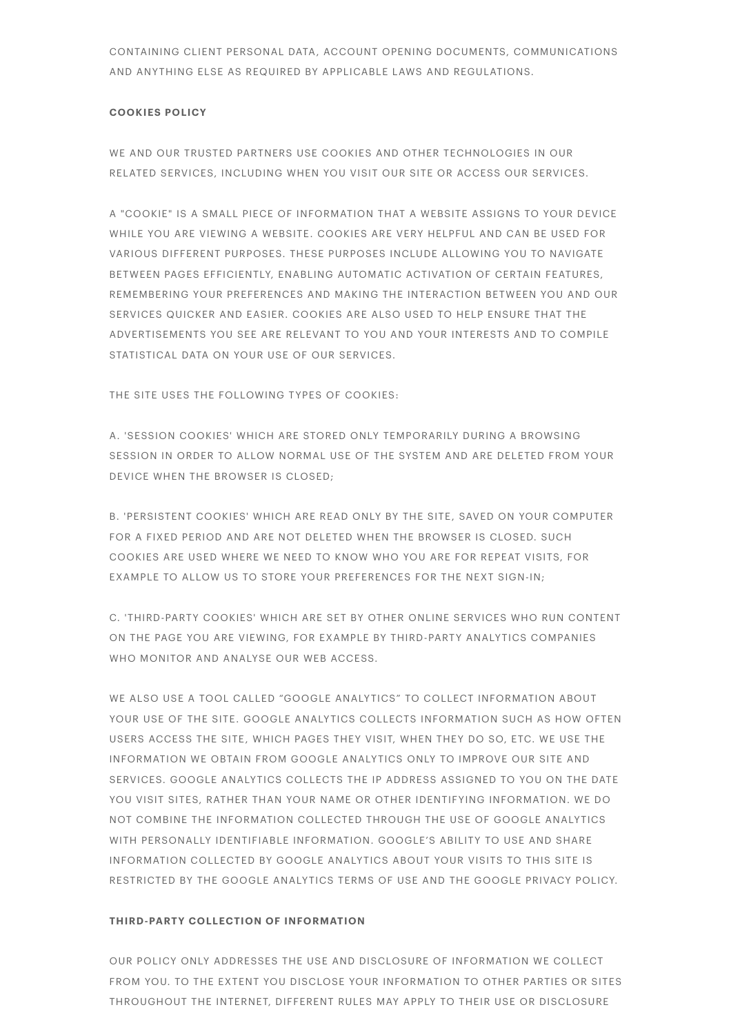CONTAINING CLIENT PERSONAL DATA, ACCOUNT OPENING DOCUMENTS, COMMUNICATIONS AND ANYTHING ELSE AS REQUIRED BY APPLICABLE LAWS AND REGULATIONS.

**COOKIES POLICY**

WE AND OUR TRUSTED PARTNERS USE COOKIES AND OTHER TECHNOLOGIES IN OUR RELATED SERVICES, INCLUDING WHEN YOU VISIT OUR SITE OR ACCESS OUR SERVICES.

A "COOKIE" IS A SMALL PIECE OF INFORMATION THAT A WEBSITE ASSIGNS TO YOUR DEVICE WHILE YOU ARE VIEWING A WEBSITE. COOKIES ARE VERY HELPFUL AND CAN BE USED FOR VARIOUS DIFFERENT PURPOSES. THESE PURPOSES INCLUDE ALLOWING YOU TO NAVIGATE BETWEEN PAGES EFFICIENTLY, ENABLING AUTOMATIC ACTIVATION OF CERTAIN FEATURES, REMEMBERING YOUR PREFERENCES AND MAKING THE INTERACTION BETWEEN YOU AND OUR SERVICES QUICKER AND EASIER. COOKIES ARE ALSO USED TO HELP ENSURE THAT THE ADVERTISEMENTS YOU SEE ARE RELEVANT TO YOU AND YOUR INTERESTS AND TO COMPILE STATISTICAL DATA ON YOUR USE OF OUR SERVICES.

THE SITE USES THE FOLLOWING TYPES OF COOKIES:

A. 'SESSION COOKIES' WHICH ARE STORED ONLY TEMPORARILY DURING A BROWSING SESSION IN ORDER TO ALLOW NORMAL USE OF THE SYSTEM AND ARE DELETED FROM YOUR DEVICE WHEN THE BROWSER IS CLOSED;

B. 'PERSISTENT COOKIES' WHICH ARE READ ONLY BY THE SITE, SAVED ON YOUR COMPUTER FOR A FIXED PERIOD AND ARE NOT DELETED WHEN THE BROWSER IS CLOSED. SUCH COOKIES ARE USED WHERE WE NEED TO KNOW WHO YOU ARE FOR REPEAT VISITS, FOR EXAMPLE TO ALLOW US TO STORE YOUR PREFERENCES FOR THE NEXT SIGN-IN;

C. 'THIRD-PARTY COOKIES' WHICH ARE SET BY OTHER ONLINE SERVICES WHO RUN CONTENT ON THE PAGE YOU ARE VIEWING, FOR EXAMPLE BY THIRD-PARTY ANALYTICS COMPANIES WHO MONITOR AND ANALYSE OUR WEB ACCESS.

WE ALSO USE A TOOL CALLED “GOOGLE ANALYTICS” TO COLLECT INFORMATION ABOUT YOUR USE OF THE SITE. GOOGLE ANALYTICS COLLECTS INFORMATION SUCH AS HOW OFTEN USERS ACCESS THE SITE, WHICH PAGES THEY VISIT, WHEN THEY DO SO, ETC. WE USE THE INFORMATION WE OBTAIN FROM GOOGLE ANALYTICS ONLY TO IMPROVE OUR SITE AND SERVICES. GOOGLE ANALYTICS COLLECTS THE IP ADDRESS ASSIGNED TO YOU ON THE DATE YOU VISIT SITES, RATHER THAN YOUR NAME OR OTHER IDENTIFYING INFORMATION. WE DO NOT COMBINE THE INFORMATION COLLECTED THROUGH THE USE OF GOOGLE ANALYTICS WITH PERSONALLY IDENTIFIABLE INFORMATION. GOOGLE’S ABILITY TO USE AND SHARE INFORMATION COLLECTED BY GOOGLE ANALYTICS ABOUT YOUR VISITS TO THIS SITE IS RESTRICTED BY THE GOOGLE ANALYTICS TERMS OF USE AND THE GOOGLE PRIVACY POLICY.

**THIRD-PARTY COLLECTION OF INFORMATION**

OUR POLICY ONLY ADDRESSES THE USE AND DISCLOSURE OF INFORMATION WE COLLECT FROM YOU. TO THE EXTENT YOU DISCLOSE YOUR INFORMATION TO OTHER PARTIES OR SITES THROUGHOUT THE INTERNET, DIFFERENT RULES MAY APPLY TO THEIR USE OR DISCLOSURE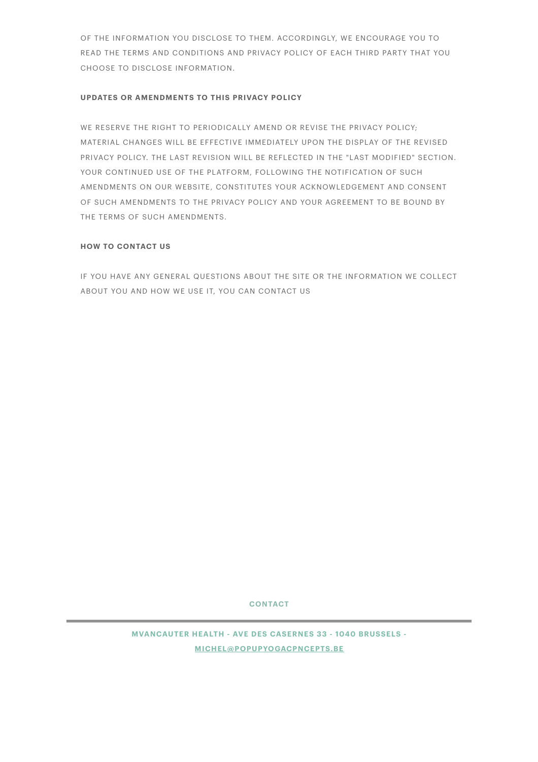OF THE INFORMATION YOU DISCLOSE TO THEM. ACCORDINGLY, WE ENCOURAGE YOU TO READ THE TERMS AND CONDITIONS AND PRIVACY POLICY OF EACH THIRD PARTY THAT YOU CHOOSE TO DISCLOSE INFORMATION.

**UPDATES OR AMENDMENTS TO THIS PRIVACY POLICY**

WE RESERVE THE RIGHT TO PERIODICALLY AMEND OR REVISE THE PRIVACY POLICY; MATERIAL CHANGES WILL BE EFFECTIVE IMMEDIATELY UPON THE DISPLAY OF THE REVISED PRIVACY POLICY. THE LAST REVISION WILL BE REFLECTED IN THE "LAST MODIFIED" SECTION. YOUR CONTINUED USE OF THE PLATFORM, FOLLOWING THE NOTIFICATION OF SUCH AMENDMENTS ON OUR WEBSITE, CONSTITUTES YOUR ACKNOWLEDGEMENT AND CONSENT OF SUCH AMENDMENTS TO THE PRIVACY POLICY AND YOUR AGREEMENT TO BE BOUND BY THE TERMS OF SUCH AMENDMENTS.

**HOW TO CONTACT US**

IF YOU HAVE ANY GENERAL QUESTIONS ABOUT THE SITE OR THE INFORMATION WE COLLECT ABOUT YOU AND HOW WE USE IT, YOU CAN CONTACT US

**CONTACT**

---

**MVANCAUTER HEALTH - AVE DES CASERNES 33 - 1040 BRUSSELS - MICHEL@POPUPYOGACPNCEPTS.BE**